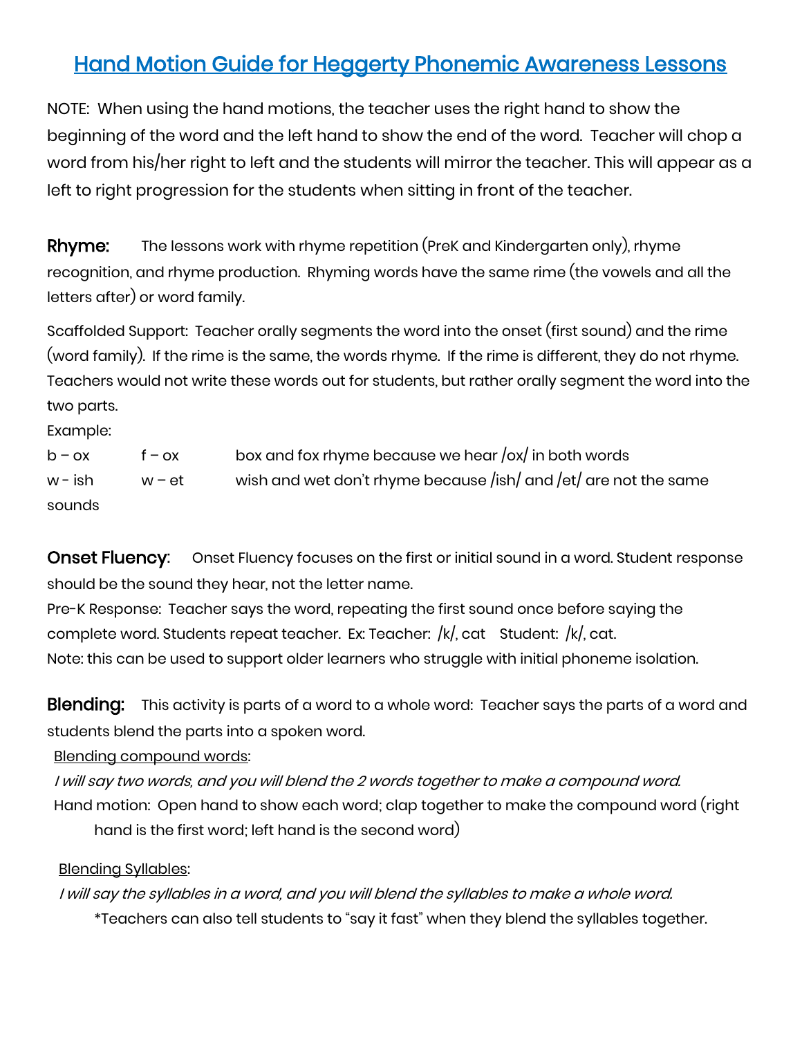# [Hand Motion Guide for Heggerty Phonemic Awareness Lessons]

NOTE: When using the hand motions, the teacher uses the right hand to show the beginning of the word and the left hand to show the end of the word. Teacher will chop a word from his/her right to left and the students will mirror the teacher. This will appear as a left to right progression for the students when sitting in front of the teacher.

**Rhyme:** The lessons work with rhyme repetition (PreK and Kindergarten only), rhyme recognition, and rhyme production. Rhyming words have the same rime (the vowels and all the letters after) or word family.

Scaffolded Support: Teacher orally segments the word into the onset (first sound) and the rime (word family). If the rime is the same, the words rhyme. If the rime is different, they do not rhyme. Teachers would not write these words out for students, but rather orally segment the word into the two parts.

Example:

b – ox    f – ox    box and fox rhyme because we hear /ox/ in both words

w - ish    w – et    wish and wet don't rhyme because /ish/ and /et/ are not the same sounds

**Onset Fluency:** Onset Fluency focuses on the first or initial sound in a word. Student response should be the sound they hear, not the letter name.

Pre-K Response: Teacher says the word, repeating the first sound once before saying the complete word. Students repeat teacher. Ex: Teacher: /k/, cat  Student: /k/, cat.

Note: this can be used to support older learners who struggle with initial phoneme isolation.

**Blending:** This activity is parts of a word to a whole word: Teacher says the parts of a word and students blend the parts into a spoken word.

Blending compound words:

*I will say two words, and you will blend the 2 words together to make a compound word.*

Hand motion: Open hand to show each word; clap together to make the compound word (right hand is the first word; left hand is the second word)

Blending Syllables:

*I will say the syllables in a word, and you will blend the syllables to make a whole word.*

*Teachers can also tell students to "say it fast" when they blend the syllables together.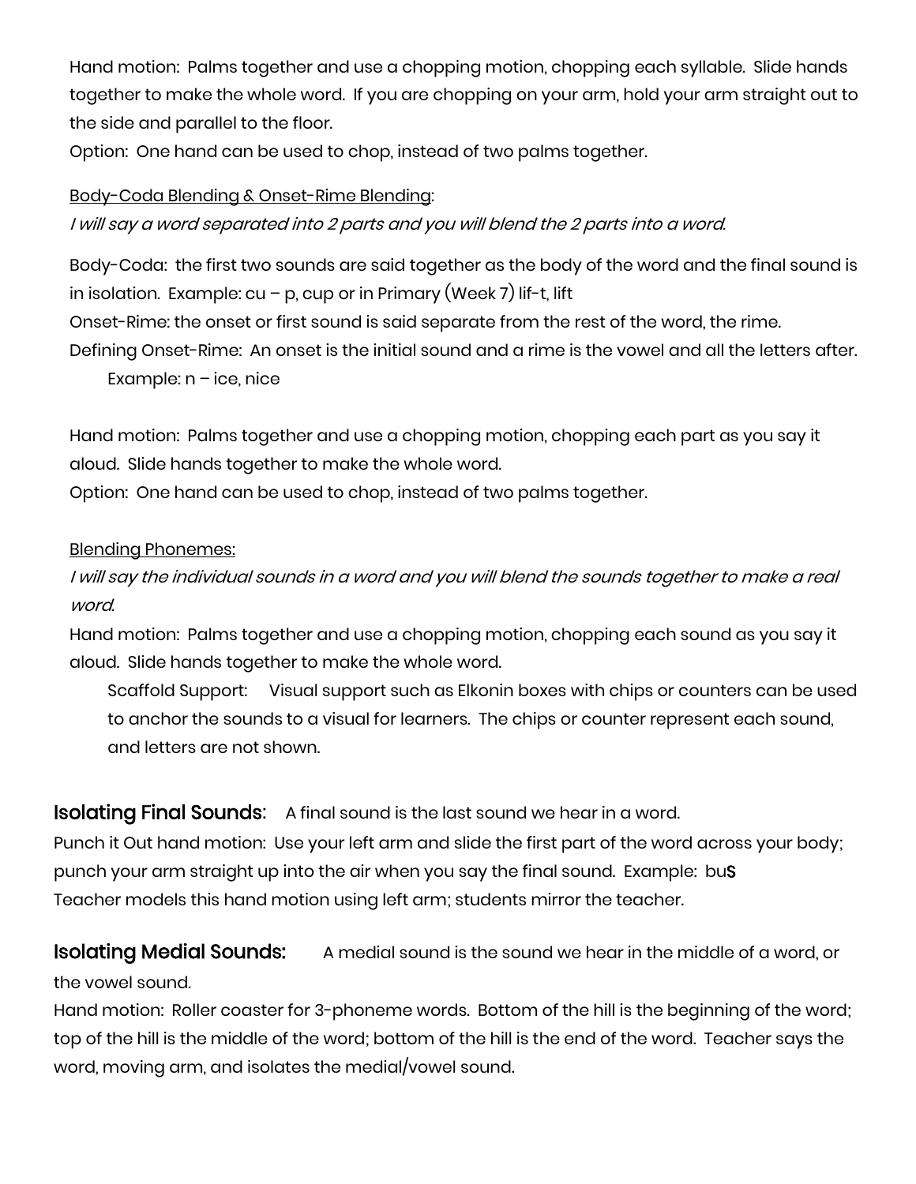Hand motion: Palms together and use a chopping motion, chopping each syllable. Slide hands together to make the whole word. If you are chopping on your arm, hold your arm straight out to the side and parallel to the floor.
Option: One hand can be used to chop, instead of two palms together.

<u>Body-Coda Blending & Onset-Rime Blending</u>:
*I will say a word separated into 2 parts and you will blend the 2 parts into a word.*

Body-Coda: the first two sounds are said together as the body of the word and the final sound is in isolation. Example: cu – p, cup or in Primary (Week 7) lif-t, lift
Onset-Rime: the onset or first sound is said separate from the rest of the word, the rime.
Defining Onset-Rime: An onset is the initial sound and a rime is the vowel and all the letters after.
Example: n – ice, nice

Hand motion: Palms together and use a chopping motion, chopping each part as you say it aloud. Slide hands together to make the whole word.
Option: One hand can be used to chop, instead of two palms together.

<u>Blending Phonemes:</u>
*I will say the individual sounds in a word and you will blend the sounds together to make a real word.*
Hand motion: Palms together and use a chopping motion, chopping each sound as you say it aloud. Slide hands together to make the whole word.
Scaffold Support: Visual support such as Elkonin boxes with chips or counters can be used to anchor the sounds to a visual for learners. The chips or counter represent each sound, and letters are not shown.

**Isolating Final Sounds**: A final sound is the last sound we hear in a word.
Punch it Out hand motion: Use your left arm and slide the first part of the word across your body; punch your arm straight up into the air when you say the final sound. Example: bu**s**
Teacher models this hand motion using left arm; students mirror the teacher.

**Isolating Medial Sounds:** A medial sound is the sound we hear in the middle of a word, or the vowel sound.
Hand motion: Roller coaster for 3-phoneme words. Bottom of the hill is the beginning of the word; top of the hill is the middle of the word; bottom of the hill is the end of the word. Teacher says the word, moving arm, and isolates the medial/vowel sound.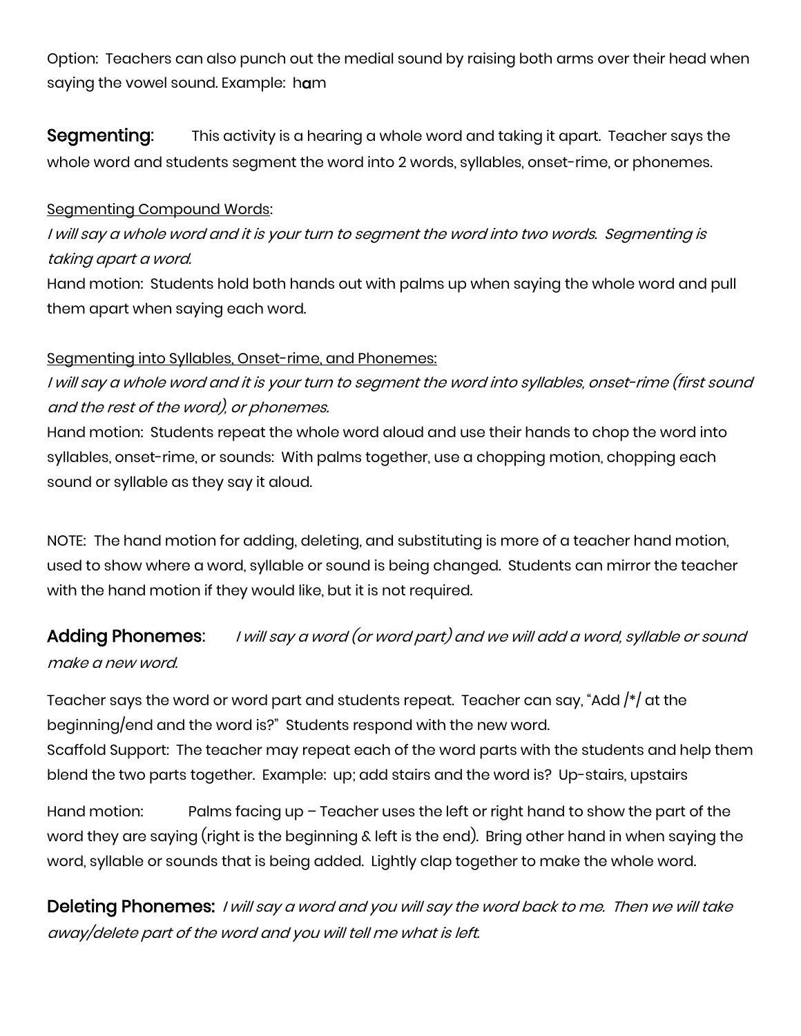Option: Teachers can also punch out the medial sound by raising both arms over their head when saying the vowel sound. Example: h**a**m

**Segmenting**: This activity is a hearing a whole word and taking it apart. Teacher says the whole word and students segment the word into 2 words, syllables, onset-rime, or phonemes.

<u>Segmenting Compound Words</u>:

*I will say a whole word and it is your turn to segment the word into two words. Segmenting is taking apart a word.*

Hand motion: Students hold both hands out with palms up when saying the whole word and pull them apart when saying each word.

<u>Segmenting into Syllables, Onset-rime, and Phonemes:</u>

*I will say a whole word and it is your turn to segment the word into syllables, onset-rime (first sound and the rest of the word), or phonemes.*

Hand motion: Students repeat the whole word aloud and use their hands to chop the word into syllables, onset-rime, or sounds: With palms together, use a chopping motion, chopping each sound or syllable as they say it aloud.

NOTE: The hand motion for adding, deleting, and substituting is more of a teacher hand motion, used to show where a word, syllable or sound is being changed. Students can mirror the teacher with the hand motion if they would like, but it is not required.

**Adding Phonemes**: *I will say a word (or word part) and we will add a word, syllable or sound make a new word.*

Teacher says the word or word part and students repeat. Teacher can say, "Add /*/ at the beginning/end and the word is?" Students respond with the new word.

Scaffold Support: The teacher may repeat each of the word parts with the students and help them blend the two parts together. Example: up; add stairs and the word is? Up-stairs, upstairs

Hand motion: Palms facing up – Teacher uses the left or right hand to show the part of the word they are saying (right is the beginning & left is the end). Bring other hand in when saying the word, syllable or sounds that is being added. Lightly clap together to make the whole word.

**Deleting Phonemes:** *I will say a word and you will say the word back to me. Then we will take away/delete part of the word and you will tell me what is left.*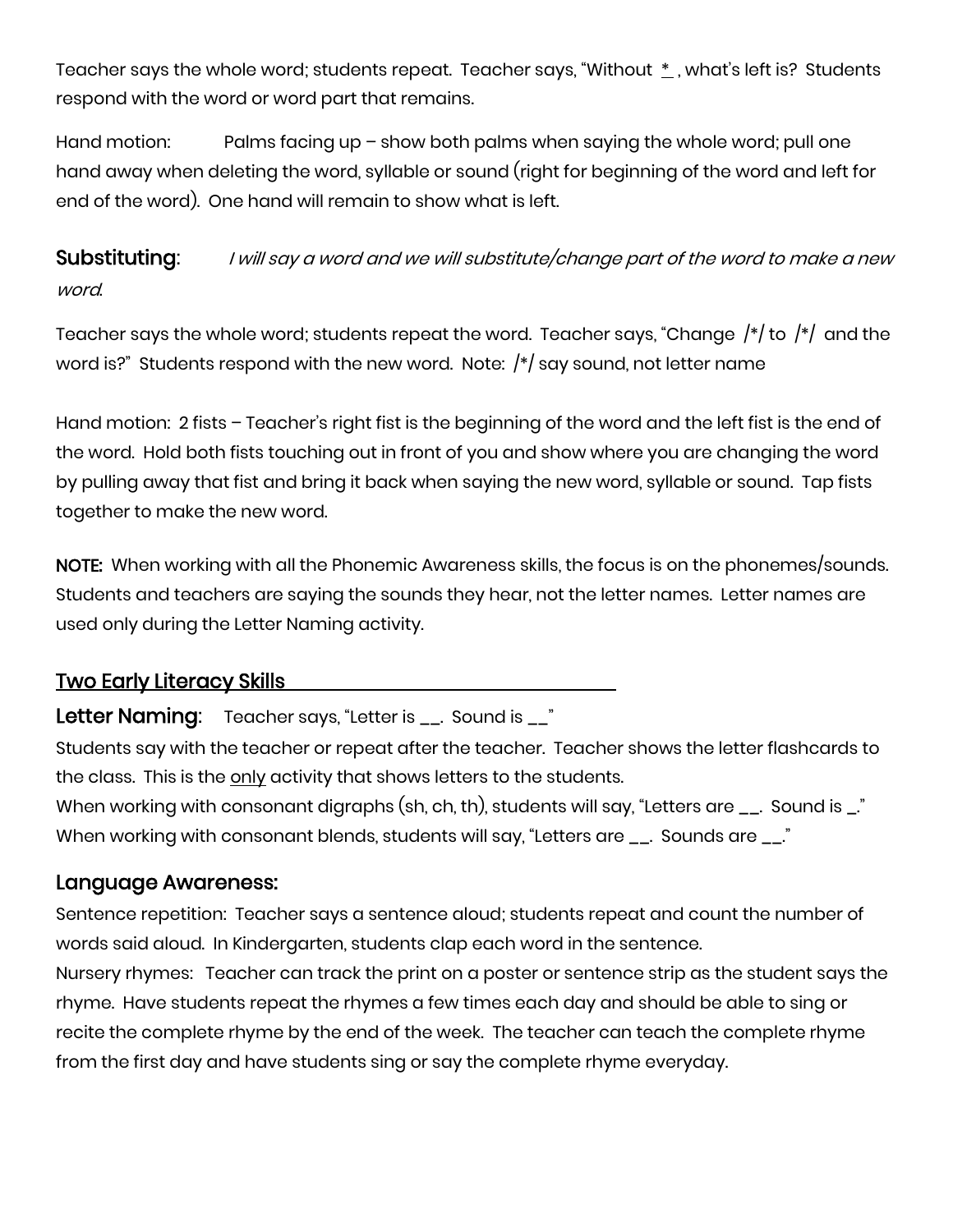Teacher says the whole word; students repeat. Teacher says, "Without <u>*</u> , what's left is? Students respond with the word or word part that remains.

Hand motion: Palms facing up – show both palms when saying the whole word; pull one hand away when deleting the word, syllable or sound (right for beginning of the word and left for end of the word). One hand will remain to show what is left.

**Substituting**: *I will say a word and we will substitute/change part of the word to make a new word.*

Teacher says the whole word; students repeat the word. Teacher says, "Change /*/ to /*/ and the word is?" Students respond with the new word. Note: /*/ say sound, not letter name

Hand motion: 2 fists – Teacher's right fist is the beginning of the word and the left fist is the end of the word. Hold both fists touching out in front of you and show where you are changing the word by pulling away that fist and bring it back when saying the new word, syllable or sound. Tap fists together to make the new word.

**NOTE:** When working with all the Phonemic Awareness skills, the focus is on the phonemes/sounds. Students and teachers are saying the sounds they hear, not the letter names. Letter names are used only during the Letter Naming activity.

## <u>Two Early Literacy Skills</u>

**Letter Naming**: Teacher says, "Letter is __. Sound is __"

Students say with the teacher or repeat after the teacher. Teacher shows the letter flashcards to the class. This is the <u>only</u> activity that shows letters to the students.

When working with consonant digraphs (sh, ch, th), students will say, "Letters are __. Sound is _."

When working with consonant blends, students will say, "Letters are __. Sounds are __."

### Language Awareness:

Sentence repetition: Teacher says a sentence aloud; students repeat and count the number of words said aloud. In Kindergarten, students clap each word in the sentence.

Nursery rhymes: Teacher can track the print on a poster or sentence strip as the student says the rhyme. Have students repeat the rhymes a few times each day and should be able to sing or recite the complete rhyme by the end of the week. The teacher can teach the complete rhyme from the first day and have students sing or say the complete rhyme everyday.